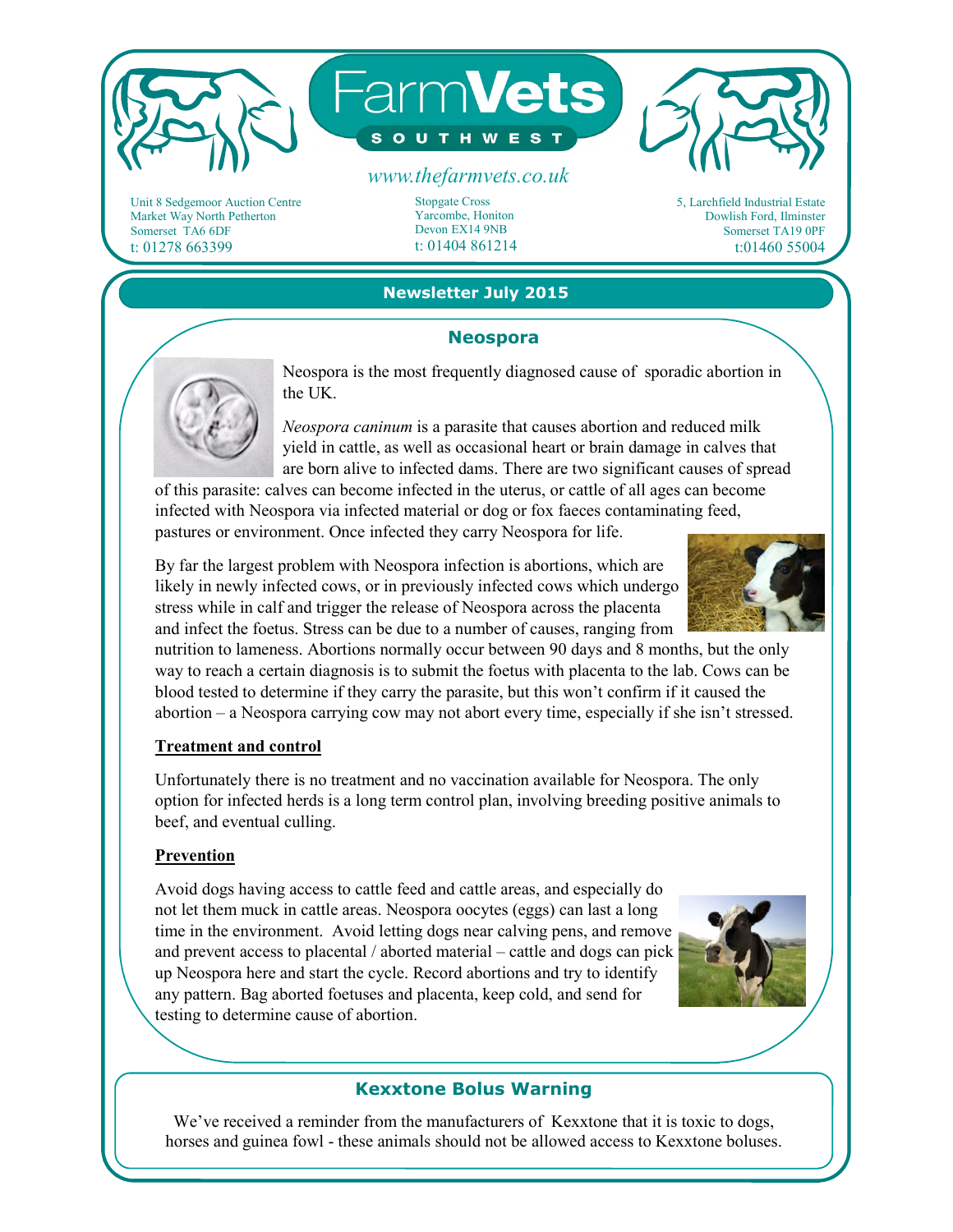# FarmVets SOUTHWEST

www.thefarmvets.co.uk

Unit 8 Sedgemoor Auction Centre
Market Way North Petherton
Somerset TA6 6DF
t: 01278 663399

Stopgate Cross
Yarcombe, Honiton
Devon EX14 9NB
t: 01404 861214

5, Larchfield Industrial Estate
Dowlish Ford, Ilminster
Somerset TA19 0PF
t:01460 55004

## Newsletter July 2015

### Neospora

Neospora is the most frequently diagnosed cause of sporadic abortion in the UK.

*Neospora caninum* is a parasite that causes abortion and reduced milk yield in cattle, as well as occasional heart or brain damage in calves that are born alive to infected dams. There are two significant causes of spread of this parasite: calves can become infected in the uterus, or cattle of all ages can become infected with Neospora via infected material or dog or fox faeces contaminating feed, pastures or environment. Once infected they carry Neospora for life.

By far the largest problem with Neospora infection is abortions, which are likely in newly infected cows, or in previously infected cows which undergo stress while in calf and trigger the release of Neospora across the placenta and infect the foetus. Stress can be due to a number of causes, ranging from nutrition to lameness. Abortions normally occur between 90 days and 8 months, but the only way to reach a certain diagnosis is to submit the foetus with placenta to the lab. Cows can be blood tested to determine if they carry the parasite, but this won't confirm if it caused the abortion – a Neospora carrying cow may not abort every time, especially if she isn't stressed.

**Treatment and control**

Unfortunately there is no treatment and no vaccination available for Neospora. The only option for infected herds is a long term control plan, involving breeding positive animals to beef, and eventual culling.

**Prevention**

Avoid dogs having access to cattle feed and cattle areas, and especially do not let them muck in cattle areas. Neospora oocytes (eggs) can last a long time in the environment. Avoid letting dogs near calving pens, and remove and prevent access to placental / aborted material – cattle and dogs can pick up Neospora here and start the cycle. Record abortions and try to identify any pattern. Bag aborted foetuses and placenta, keep cold, and send for testing to determine cause of abortion.

### Kexxtone Bolus Warning

We've received a reminder from the manufacturers of Kexxtone that it is toxic to dogs, horses and guinea fowl - these animals should not be allowed access to Kexxtone boluses.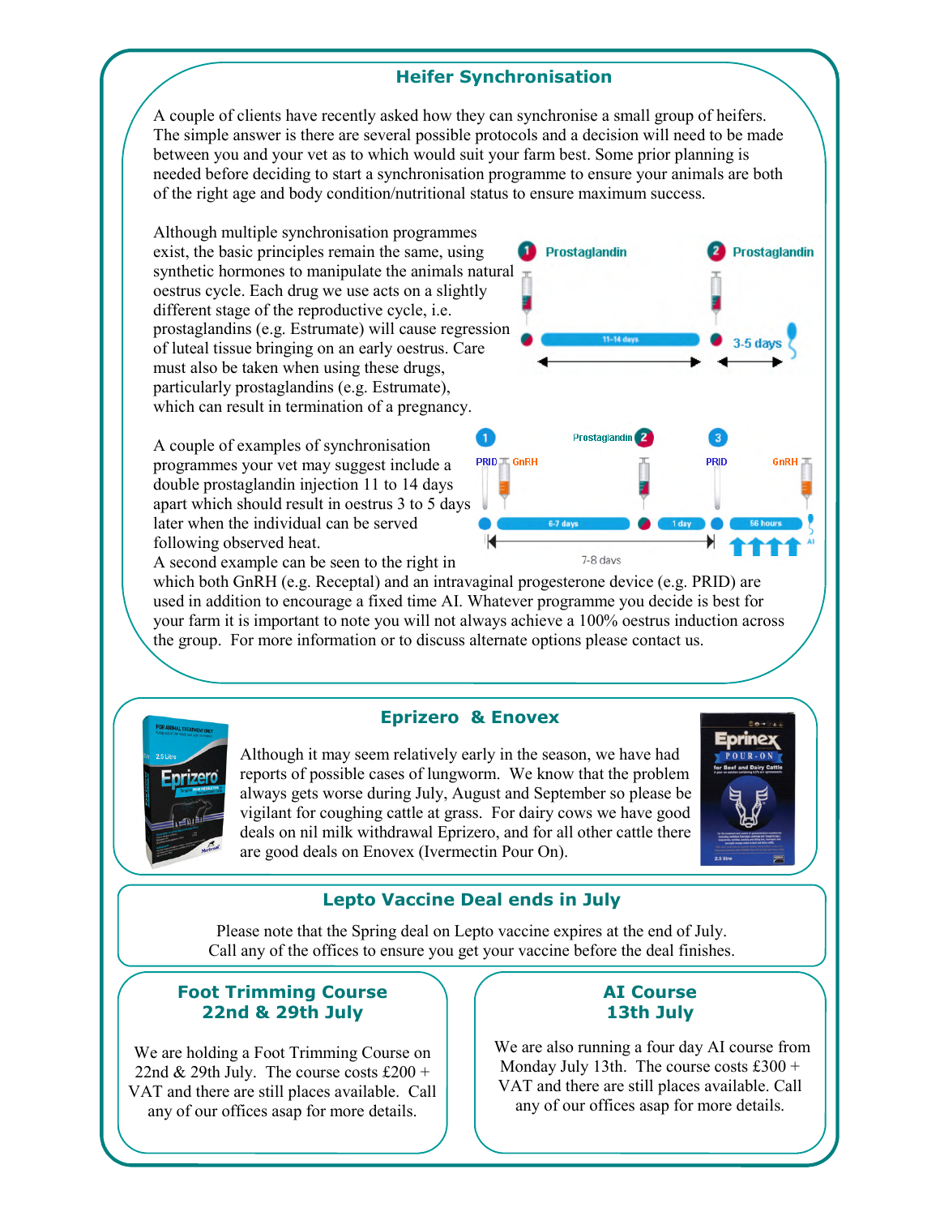## Heifer Synchronisation

A couple of clients have recently asked how they can synchronise a small group of heifers. The simple answer is there are several possible protocols and a decision will need to be made between you and your vet as to which would suit your farm best. Some prior planning is needed before deciding to start a synchronisation programme to ensure your animals are both of the right age and body condition/nutritional status to ensure maximum success.

Although multiple synchronisation programmes exist, the basic principles remain the same, using synthetic hormones to manipulate the animals natural oestrus cycle. Each drug we use acts on a slightly different stage of the reproductive cycle, i.e. prostaglandins (e.g. Estrumate) will cause regression of luteal tissue bringing on an early oestrus. Care must also be taken when using these drugs, particularly prostaglandins (e.g. Estrumate), which can result in termination of a pregnancy.

1 Prostaglandin
2 Prostaglandin
11-14 days
3-5 days

A couple of examples of synchronisation programmes your vet may suggest include a double prostaglandin injection 11 to 14 days apart which should result in oestrus 3 to 5 days later when the individual can be served following observed heat.

1 PRID GnRH
Prostaglandin 2
3 PRID
GnRH
6-7 days
1 day
56 hours
AI
7-8 days

A second example can be seen to the right in which both GnRH (e.g. Receptal) and an intravaginal progesterone device (e.g. PRID) are used in addition to encourage a fixed time AI. Whatever programme you decide is best for your farm it is important to note you will not always achieve a 100% oestrus induction across the group. For more information or to discuss alternate options please contact us.

## Eprizero & Enovex

Although it may seem relatively early in the season, we have had reports of possible cases of lungworm. We know that the problem always gets worse during July, August and September so please be vigilant for coughing cattle at grass. For dairy cows we have good deals on nil milk withdrawal Eprizero, and for all other cattle there are good deals on Enovex (Ivermectin Pour On).

## Lepto Vaccine Deal ends in July

Please note that the Spring deal on Lepto vaccine expires at the end of July.
Call any of the offices to ensure you get your vaccine before the deal finishes.

## Foot Trimming Course 22nd & 29th July

We are holding a Foot Trimming Course on 22nd & 29th July. The course costs £200 + VAT and there are still places available. Call any of our offices asap for more details.

## AI Course 13th July

We are also running a four day AI course from Monday July 13th. The course costs £300 + VAT and there are still places available. Call any of our offices asap for more details.